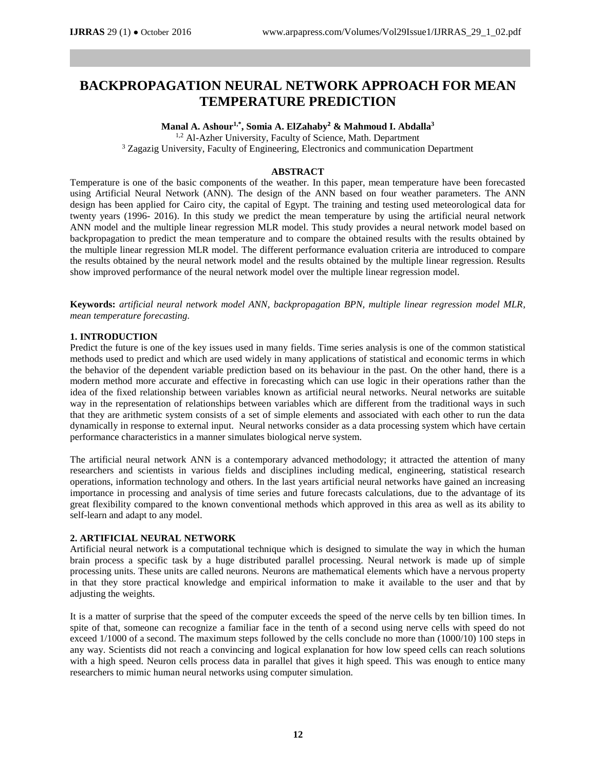# BACKPROPAGATION NEURAL NETWORK APPROACH FOR MEAN TEMPERATURE PREDICTION

**Manal A. Ashour[1,*], Somia A. ElZahaby[2] & Mahmoud I. Abdalla[3]**

[1,2] Al-Azher University, Faculty of Science, Math. Department

[3] Zagazig University, Faculty of Engineering, Electronics and communication Department

### ABSTRACT

Temperature is one of the basic components of the weather. In this paper, mean temperature have been forecasted using Artificial Neural Network (ANN). The design of the ANN based on four weather parameters. The ANN design has been applied for Cairo city, the capital of Egypt. The training and testing used meteorological data for twenty years (1996- 2016). In this study we predict the mean temperature by using the artificial neural network ANN model and the multiple linear regression MLR model. This study provides a neural network model based on backpropagation to predict the mean temperature and to compare the obtained results with the results obtained by the multiple linear regression MLR model. The different performance evaluation criteria are introduced to compare the results obtained by the neural network model and the results obtained by the multiple linear regression. Results show improved performance of the neural network model over the multiple linear regression model.

**Keywords:** *artificial neural network model ANN, backpropagation BPN, multiple linear regression model MLR, mean temperature forecasting.*

## 1. INTRODUCTION

Predict the future is one of the key issues used in many fields. Time series analysis is one of the common statistical methods used to predict and which are used widely in many applications of statistical and economic terms in which the behavior of the dependent variable prediction based on its behaviour in the past. On the other hand, there is a modern method more accurate and effective in forecasting which can use logic in their operations rather than the idea of the fixed relationship between variables known as artificial neural networks. Neural networks are suitable way in the representation of relationships between variables which are different from the traditional ways in such that they are arithmetic system consists of a set of simple elements and associated with each other to run the data dynamically in response to external input. Neural networks consider as a data processing system which have certain performance characteristics in a manner simulates biological nerve system.

The artificial neural network ANN is a contemporary advanced methodology; it attracted the attention of many researchers and scientists in various fields and disciplines including medical, engineering, statistical research operations, information technology and others. In the last years artificial neural networks have gained an increasing importance in processing and analysis of time series and future forecasts calculations, due to the advantage of its great flexibility compared to the known conventional methods which approved in this area as well as its ability to self-learn and adapt to any model.

## 2. ARTIFICIAL NEURAL NETWORK

Artificial neural network is a computational technique which is designed to simulate the way in which the human brain process a specific task by a huge distributed parallel processing. Neural network is made up of simple processing units. These units are called neurons. Neurons are mathematical elements which have a nervous property in that they store practical knowledge and empirical information to make it available to the user and that by adjusting the weights.

It is a matter of surprise that the speed of the computer exceeds the speed of the nerve cells by ten billion times. In spite of that, someone can recognize a familiar face in the tenth of a second using nerve cells with speed do not exceed 1/1000 of a second. The maximum steps followed by the cells conclude no more than (1000/10) 100 steps in any way. Scientists did not reach a convincing and logical explanation for how low speed cells can reach solutions with a high speed. Neuron cells process data in parallel that gives it high speed. This was enough to entice many researchers to mimic human neural networks using computer simulation.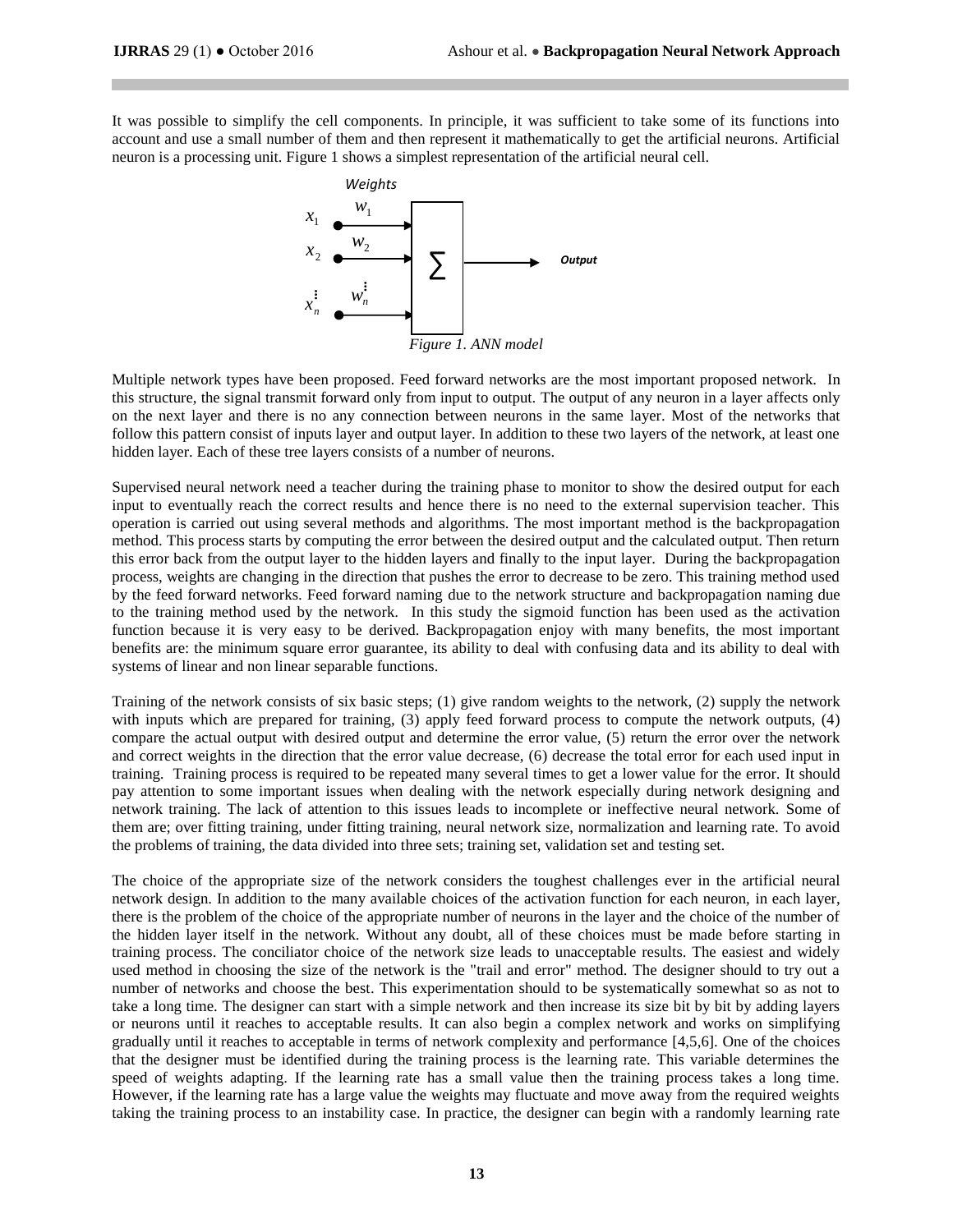It was possible to simplify the cell components. In principle, it was sufficient to take some of its functions into account and use a small number of them and then represent it mathematically to get the artificial neurons. Artificial neuron is a processing unit. Figure 1 shows a simplest representation of the artificial neural cell.

*Figure 1. ANN model*

Multiple network types have been proposed. Feed forward networks are the most important proposed network. In this structure, the signal transmit forward only from input to output. The output of any neuron in a layer affects only on the next layer and there is no any connection between neurons in the same layer. Most of the networks that follow this pattern consist of inputs layer and output layer. In addition to these two layers of the network, at least one hidden layer. Each of these tree layers consists of a number of neurons.

Supervised neural network need a teacher during the training phase to monitor to show the desired output for each input to eventually reach the correct results and hence there is no need to the external supervision teacher. This operation is carried out using several methods and algorithms. The most important method is the backpropagation method. This process starts by computing the error between the desired output and the calculated output. Then return this error back from the output layer to the hidden layers and finally to the input layer. During the backpropagation process, weights are changing in the direction that pushes the error to decrease to be zero. This training method used by the feed forward networks. Feed forward naming due to the network structure and backpropagation naming due to the training method used by the network. In this study the sigmoid function has been used as the activation function because it is very easy to be derived. Backpropagation enjoy with many benefits, the most important benefits are: the minimum square error guarantee, its ability to deal with confusing data and its ability to deal with systems of linear and non linear separable functions.

Training of the network consists of six basic steps; (1) give random weights to the network, (2) supply the network with inputs which are prepared for training, (3) apply feed forward process to compute the network outputs, (4) compare the actual output with desired output and determine the error value, (5) return the error over the network and correct weights in the direction that the error value decrease, (6) decrease the total error for each used input in training. Training process is required to be repeated many several times to get a lower value for the error. It should pay attention to some important issues when dealing with the network especially during network designing and network training. The lack of attention to this issues leads to incomplete or ineffective neural network. Some of them are; over fitting training, under fitting training, neural network size, normalization and learning rate. To avoid the problems of training, the data divided into three sets; training set, validation set and testing set.

The choice of the appropriate size of the network considers the toughest challenges ever in the artificial neural network design. In addition to the many available choices of the activation function for each neuron, in each layer, there is the problem of the choice of the appropriate number of neurons in the layer and the choice of the number of the hidden layer itself in the network. Without any doubt, all of these choices must be made before starting in training process. The conciliator choice of the network size leads to unacceptable results. The easiest and widely used method in choosing the size of the network is the "trail and error" method. The designer should to try out a number of networks and choose the best. This experimentation should to be systematically somewhat so as not to take a long time. The designer can start with a simple network and then increase its size bit by bit by adding layers or neurons until it reaches to acceptable results. It can also begin a complex network and works on simplifying gradually until it reaches to acceptable in terms of network complexity and performance [4,5,6]. One of the choices that the designer must be identified during the training process is the learning rate. This variable determines the speed of weights adapting. If the learning rate has a small value then the training process takes a long time. However, if the learning rate has a large value the weights may fluctuate and move away from the required weights taking the training process to an instability case. In practice, the designer can begin with a randomly learning rate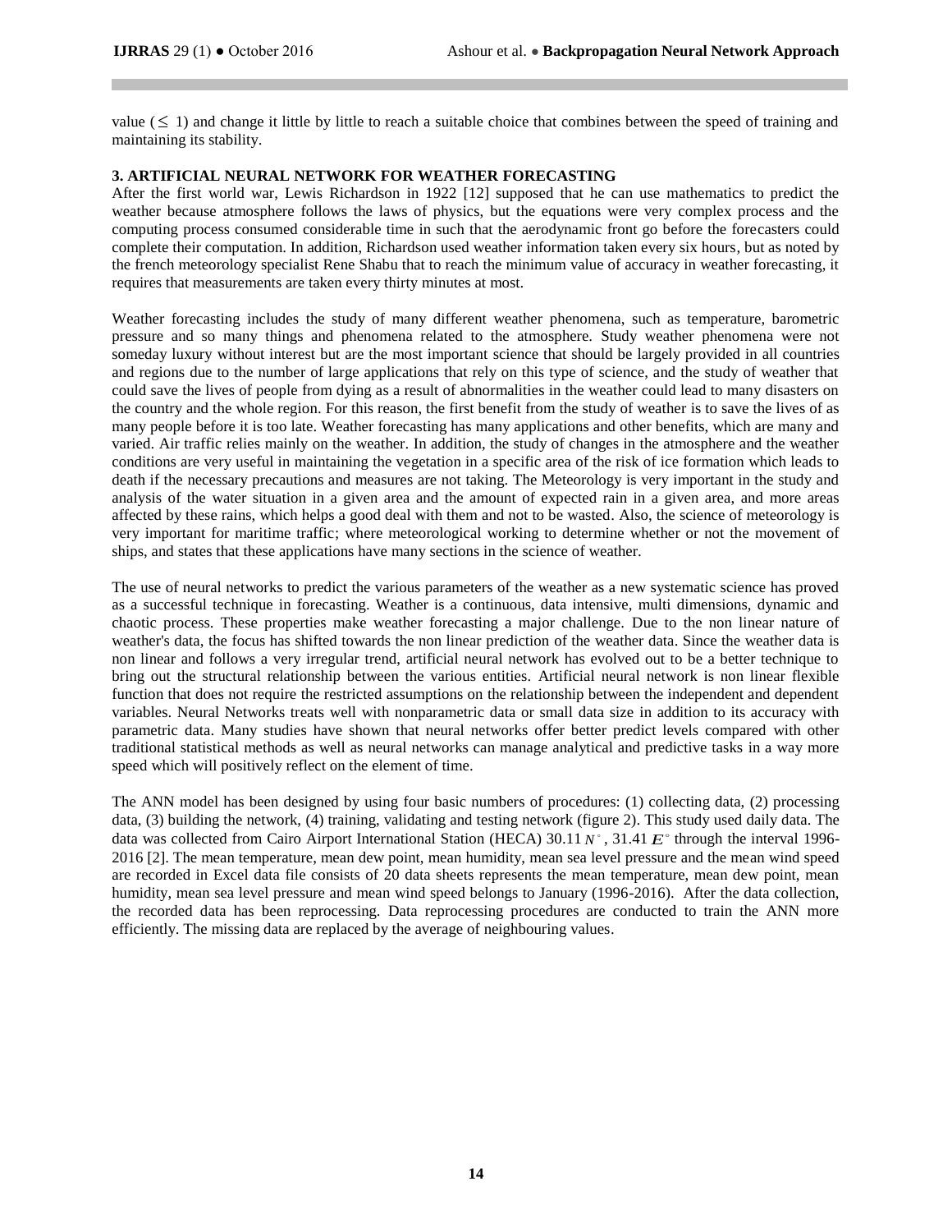value ($\leq$ 1) and change it little by little to reach a suitable choice that combines between the speed of training and maintaining its stability.

## 3. ARTIFICIAL NEURAL NETWORK FOR WEATHER FORECASTING

After the first world war, Lewis Richardson in 1922 [12] supposed that he can use mathematics to predict the weather because atmosphere follows the laws of physics, but the equations were very complex process and the computing process consumed considerable time in such that the aerodynamic front go before the forecasters could complete their computation. In addition, Richardson used weather information taken every six hours, but as noted by the french meteorology specialist Rene Shabu that to reach the minimum value of accuracy in weather forecasting, it requires that measurements are taken every thirty minutes at most.

Weather forecasting includes the study of many different weather phenomena, such as temperature, barometric pressure and so many things and phenomena related to the atmosphere. Study weather phenomena were not someday luxury without interest but are the most important science that should be largely provided in all countries and regions due to the number of large applications that rely on this type of science, and the study of weather that could save the lives of people from dying as a result of abnormalities in the weather could lead to many disasters on the country and the whole region. For this reason, the first benefit from the study of weather is to save the lives of as many people before it is too late. Weather forecasting has many applications and other benefits, which are many and varied. Air traffic relies mainly on the weather. In addition, the study of changes in the atmosphere and the weather conditions are very useful in maintaining the vegetation in a specific area of the risk of ice formation which leads to death if the necessary precautions and measures are not taking. The Meteorology is very important in the study and analysis of the water situation in a given area and the amount of expected rain in a given area, and more areas affected by these rains, which helps a good deal with them and not to be wasted. Also, the science of meteorology is very important for maritime traffic; where meteorological working to determine whether or not the movement of ships, and states that these applications have many sections in the science of weather.

The use of neural networks to predict the various parameters of the weather as a new systematic science has proved as a successful technique in forecasting. Weather is a continuous, data intensive, multi dimensions, dynamic and chaotic process. These properties make weather forecasting a major challenge. Due to the non linear nature of weather's data, the focus has shifted towards the non linear prediction of the weather data. Since the weather data is non linear and follows a very irregular trend, artificial neural network has evolved out to be a better technique to bring out the structural relationship between the various entities. Artificial neural network is non linear flexible function that does not require the restricted assumptions on the relationship between the independent and dependent variables. Neural Networks treats well with nonparametric data or small data size in addition to its accuracy with parametric data. Many studies have shown that neural networks offer better predict levels compared with other traditional statistical methods as well as neural networks can manage analytical and predictive tasks in a way more speed which will positively reflect on the element of time.

The ANN model has been designed by using four basic numbers of procedures: (1) collecting data, (2) processing data, (3) building the network, (4) training, validating and testing network (figure 2). This study used daily data. The data was collected from Cairo Airport International Station (HECA) 30.11 $N^{\circ}$, 31.41 $E^{\circ}$ through the interval 1996-2016 [2]. The mean temperature, mean dew point, mean humidity, mean sea level pressure and the mean wind speed are recorded in Excel data file consists of 20 data sheets represents the mean temperature, mean dew point, mean humidity, mean sea level pressure and mean wind speed belongs to January (1996-2016). After the data collection, the recorded data has been reprocessing. Data reprocessing procedures are conducted to train the ANN more efficiently. The missing data are replaced by the average of neighbouring values.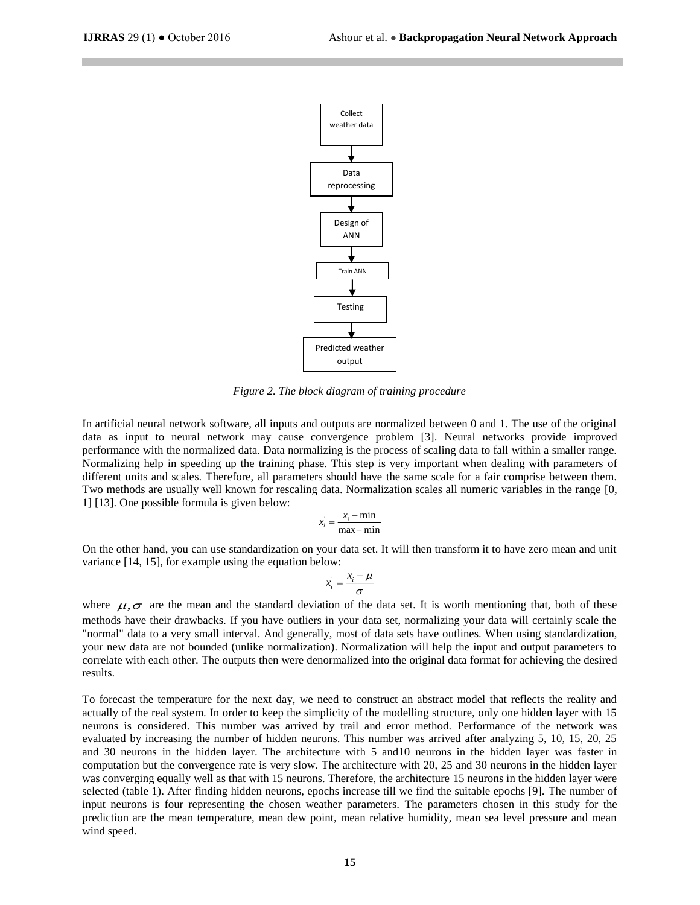Collect weather data → Data reprocessing → Design of ANN → Train ANN → Testing → Predicted weather output

*Figure 2. The block diagram of training procedure*

In artificial neural network software, all inputs and outputs are normalized between 0 and 1. The use of the original data as input to neural network may cause convergence problem [3]. Neural networks provide improved performance with the normalized data. Data normalizing is the process of scaling data to fall within a smaller range. Normalizing help in speeding up the training phase. This step is very important when dealing with parameters of different units and scales. Therefore, all parameters should have the same scale for a fair comprise between them. Two methods are usually well known for rescaling data. Normalization scales all numeric variables in the range [0, 1] [13]. One possible formula is given below:

$$x_i^{'} = \frac{x_i - \min}{\max - \min}$$

On the other hand, you can use standardization on your data set. It will then transform it to have zero mean and unit variance [14, 15], for example using the equation below:

$$x_i^{'} = \frac{x_i - \mu}{\sigma}$$

where $\mu, \sigma$ are the mean and the standard deviation of the data set. It is worth mentioning that, both of these methods have their drawbacks. If you have outliers in your data set, normalizing your data will certainly scale the "normal" data to a very small interval. And generally, most of data sets have outlines. When using standardization, your new data are not bounded (unlike normalization). Normalization will help the input and output parameters to correlate with each other. The outputs then were denormalized into the original data format for achieving the desired results.

To forecast the temperature for the next day, we need to construct an abstract model that reflects the reality and actually of the real system. In order to keep the simplicity of the modelling structure, only one hidden layer with 15 neurons is considered. This number was arrived by trail and error method. Performance of the network was evaluated by increasing the number of hidden neurons. This number was arrived after analyzing 5, 10, 15, 20, 25 and 30 neurons in the hidden layer. The architecture with 5 and10 neurons in the hidden layer was faster in computation but the convergence rate is very slow. The architecture with 20, 25 and 30 neurons in the hidden layer was converging equally well as that with 15 neurons. Therefore, the architecture 15 neurons in the hidden layer were selected (table 1). After finding hidden neurons, epochs increase till we find the suitable epochs [9]. The number of input neurons is four representing the chosen weather parameters. The parameters chosen in this study for the prediction are the mean temperature, mean dew point, mean relative humidity, mean sea level pressure and mean wind speed.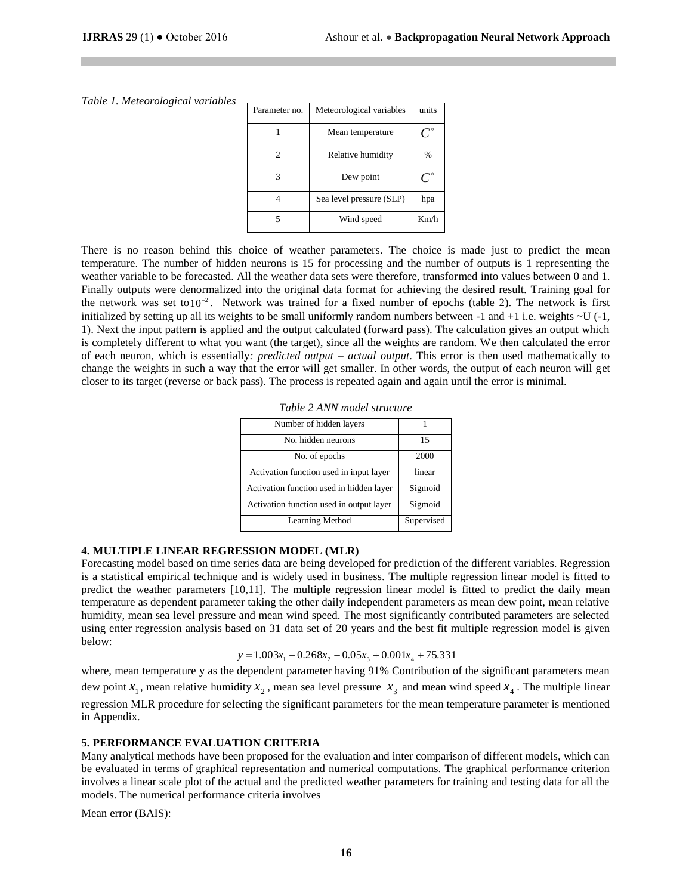*Table 1. Meteorological variables*

| Parameter no. | Meteorological variables | units |
|---|---|---|
| 1 | Mean temperature | $C^{\circ}$ |
| 2 | Relative humidity | % |
| 3 | Dew point | $C^{\circ}$ |
| 4 | Sea level pressure (SLP) | hpa |
| 5 | Wind speed | Km/h |

There is no reason behind this choice of weather parameters. The choice is made just to predict the mean temperature. The number of hidden neurons is 15 for processing and the number of outputs is 1 representing the weather variable to be forecasted. All the weather data sets were therefore, transformed into values between 0 and 1. Finally outputs were denormalized into the original data format for achieving the desired result. Training goal for the network was set to $10^{-2}$. Network was trained for a fixed number of epochs (table 2). The network is first initialized by setting up all its weights to be small uniformly random numbers between -1 and +1 i.e. weights ~U (-1, 1). Next the input pattern is applied and the output calculated (forward pass). The calculation gives an output which is completely different to what you want (the target), since all the weights are random. We then calculated the error of each neuron, which is essentially*: predicted output – actual output*. This error is then used mathematically to change the weights in such a way that the error will get smaller. In other words, the output of each neuron will get closer to its target (reverse or back pass). The process is repeated again and again until the error is minimal.

*Table 2 ANN model structure*

| Number of hidden layers | 1 |
|---|---|
| No. hidden neurons | 15 |
| No. of epochs | 2000 |
| Activation function used in input layer | linear |
| Activation function used in hidden layer | Sigmoid |
| Activation function used in output layer | Sigmoid |
| Learning Method | Supervised |

## 4. MULTIPLE LINEAR REGRESSION MODEL (MLR)

Forecasting model based on time series data are being developed for prediction of the different variables. Regression is a statistical empirical technique and is widely used in business. The multiple regression linear model is fitted to predict the weather parameters [10,11]. The multiple regression linear model is fitted to predict the daily mean temperature as dependent parameter taking the other daily independent parameters as mean dew point, mean relative humidity, mean sea level pressure and mean wind speed. The most significantly contributed parameters are selected using enter regression analysis based on 31 data set of 20 years and the best fit multiple regression model is given below:

$$y = 1.003x_1 - 0.268x_2 - 0.05x_3 + 0.001x_4 + 75.331$$

where, mean temperature y as the dependent parameter having 91% Contribution of the significant parameters mean dew point $x_1$, mean relative humidity $x_2$, mean sea level pressure $x_3$ and mean wind speed $x_4$. The multiple linear regression MLR procedure for selecting the significant parameters for the mean temperature parameter is mentioned in Appendix.

## 5. PERFORMANCE EVALUATION CRITERIA

Many analytical methods have been proposed for the evaluation and inter comparison of different models, which can be evaluated in terms of graphical representation and numerical computations. The graphical performance criterion involves a linear scale plot of the actual and the predicted weather parameters for training and testing data for all the models. The numerical performance criteria involves

Mean error (BAIS):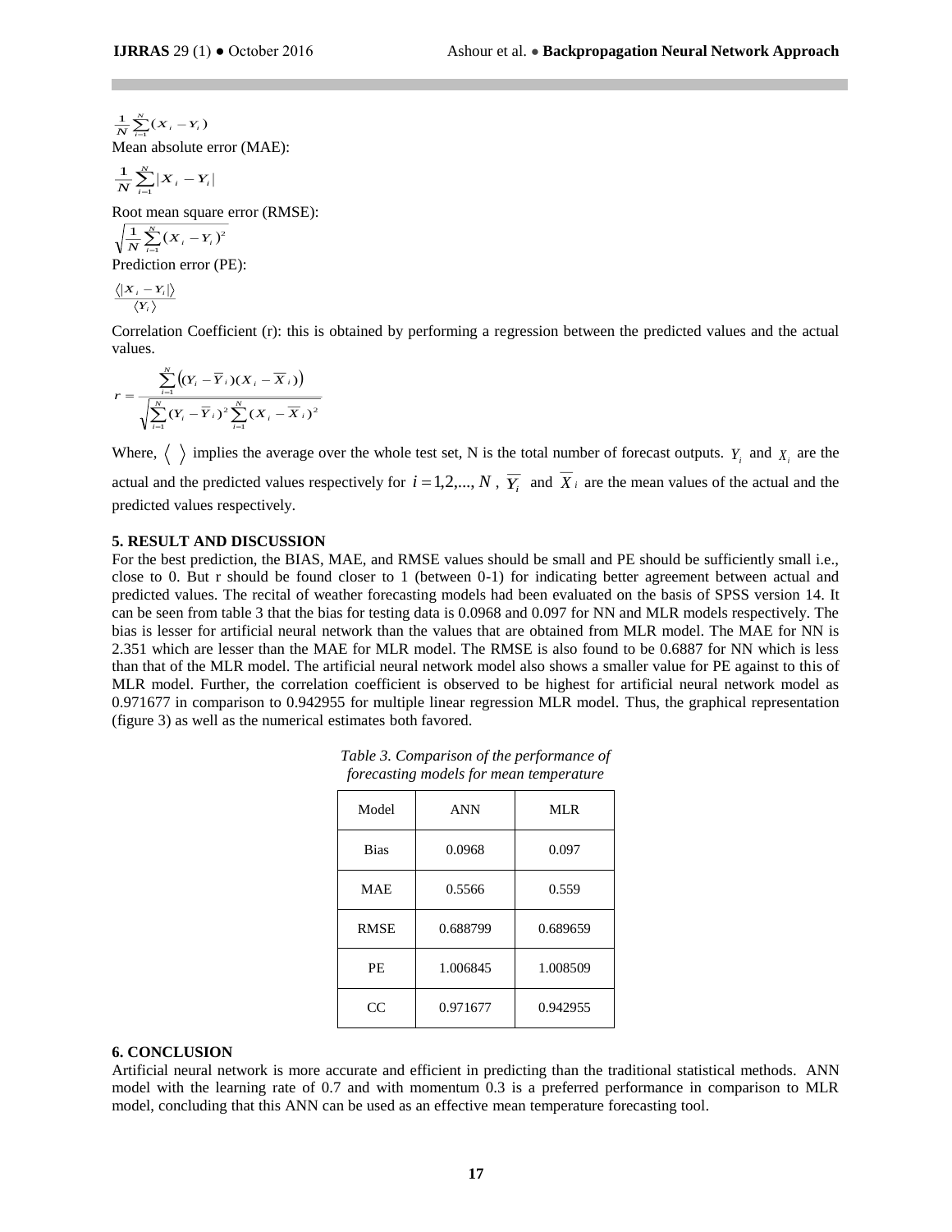$$\frac{1}{N}\sum_{i=1}^{N}(X_i - Y_i)$$

Mean absolute error (MAE):

$$\frac{1}{N}\sum_{i=1}^{N}|X_i - Y_i|$$

Root mean square error (RMSE):

$$\sqrt{\frac{1}{N}\sum_{i=1}^{N}(X_i - Y_i)^2}$$

Prediction error (PE):

$$\frac{\langle |X_i - Y_i| \rangle}{\langle Y_i \rangle}$$

Correlation Coefficient (r): this is obtained by performing a regression between the predicted values and the actual values.

$$r = \frac{\sum_{i=1}^{N}\left((Y_i - \overline{Y}_i)(X_i - \overline{X}_i)\right)}{\sqrt{\sum_{i=1}^{N}(Y_i - \overline{Y}_i)^2 \sum_{i=1}^{N}(X_i - \overline{X}_i)^2}}$$

Where, $\langle\ \rangle$ implies the average over the whole test set, N is the total number of forecast outputs. $Y_i$ and $X_i$ are the actual and the predicted values respectively for $i = 1,2,..., N$, $\overline{Y_i}$ and $\overline{X}_i$ are the mean values of the actual and the predicted values respectively.

### 5. RESULT AND DISCUSSION

For the best prediction, the BIAS, MAE, and RMSE values should be small and PE should be sufficiently small i.e., close to 0. But r should be found closer to 1 (between 0-1) for indicating better agreement between actual and predicted values. The recital of weather forecasting models had been evaluated on the basis of SPSS version 14. It can be seen from table 3 that the bias for testing data is 0.0968 and 0.097 for NN and MLR models respectively. The bias is lesser for artificial neural network than the values that are obtained from MLR model. The MAE for NN is 2.351 which are lesser than the MAE for MLR model. The RMSE is also found to be 0.6887 for NN which is less than that of the MLR model. The artificial neural network model also shows a smaller value for PE against to this of MLR model. Further, the correlation coefficient is observed to be highest for artificial neural network model as 0.971677 in comparison to 0.942955 for multiple linear regression MLR model. Thus, the graphical representation (figure 3) as well as the numerical estimates both favored.

*Table 3. Comparison of the performance of forecasting models for mean temperature*

| Model | ANN | MLR |
|---|---|---|
| Bias | 0.0968 | 0.097 |
| MAE | 0.5566 | 0.559 |
| RMSE | 0.688799 | 0.689659 |
| PE | 1.006845 | 1.008509 |
| CC | 0.971677 | 0.942955 |

### 6. CONCLUSION

Artificial neural network is more accurate and efficient in predicting than the traditional statistical methods. ANN model with the learning rate of 0.7 and with momentum 0.3 is a preferred performance in comparison to MLR model, concluding that this ANN can be used as an effective mean temperature forecasting tool.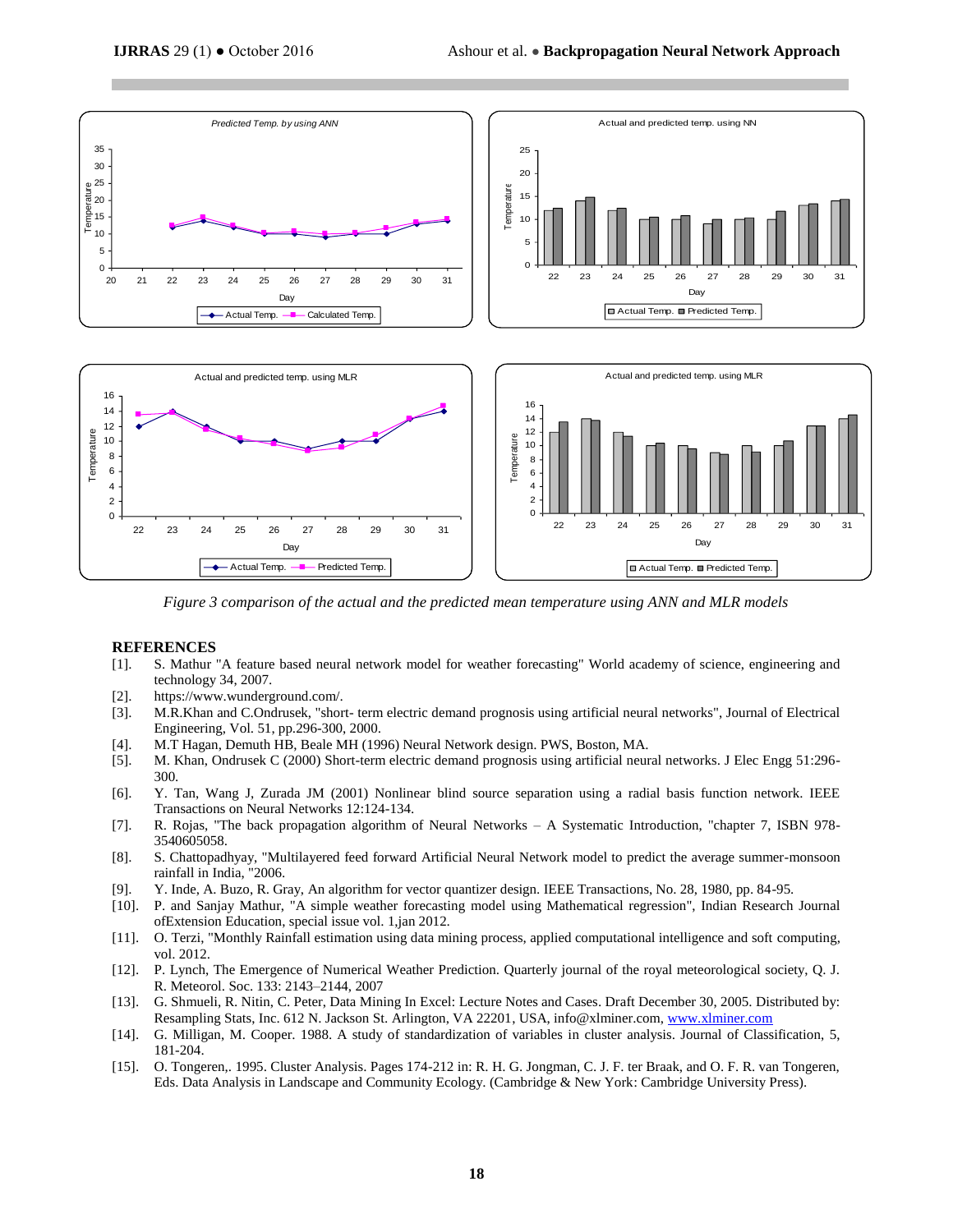Predicted Temp. by using ANN

35
30
25
20
15
10
5
0

Temperature

20 21 22 23 24 25 26 27 28 29 30 31

Day

Actual Temp. Calculated Temp.

Actual and predicted temp. using NN

25
20
15
10
5
0

Temperature

22 23 24 25 26 27 28 29 30 31

Day

Actual Temp. Predicted Temp.

Actual and predicted temp. using MLR

16
14
12
10
8
6
4
2
0

Temperature

22 23 24 25 26 27 28 29 30 31

Day

Actual Temp. Predicted Temp.

Actual and predicted temp. using MLR

16
14
12
10
8
6
4
2
0

Temperature

22 23 24 25 26 27 28 29 30 31

Day

Actual Temp. Predicted Temp.

*Figure 3 comparison of the actual and the predicted mean temperature using ANN and MLR models*

## REFERENCES

[1]. S. Mathur "A feature based neural network model for weather forecasting" World academy of science, engineering and technology 34, 2007.

[2]. https://www.wunderground.com/.

[3]. M.R.Khan and C.Ondrusek, "short- term electric demand prognosis using artificial neural networks", Journal of Electrical Engineering, Vol. 51, pp.296-300, 2000.

[4]. M.T Hagan, Demuth HB, Beale MH (1996) Neural Network design. PWS, Boston, MA.

[5]. M. Khan, Ondrusek C (2000) Short-term electric demand prognosis using artificial neural networks. J Elec Engg 51:296-300.

[6]. Y. Tan, Wang J, Zurada JM (2001) Nonlinear blind source separation using a radial basis function network. IEEE Transactions on Neural Networks 12:124-134.

[7]. R. Rojas, "The back propagation algorithm of Neural Networks – A Systematic Introduction, "chapter 7, ISBN 978-3540605058.

[8]. S. Chattopadhyay, "Multilayered feed forward Artificial Neural Network model to predict the average summer-monsoon rainfall in India, "2006.

[9]. Y. Inde, A. Buzo, R. Gray, An algorithm for vector quantizer design. IEEE Transactions, No. 28, 1980, pp. 84-95.

[10]. P. and Sanjay Mathur, "A simple weather forecasting model using Mathematical regression", Indian Research Journal ofExtension Education, special issue vol. 1,jan 2012.

[11]. O. Terzi, "Monthly Rainfall estimation using data mining process, applied computational intelligence and soft computing, vol. 2012.

[12]. P. Lynch, The Emergence of Numerical Weather Prediction. Quarterly journal of the royal meteorological society, Q. J. R. Meteorol. Soc. 133: 2143–2144, 2007

[13]. G. Shmueli, R. Nitin, C. Peter, Data Mining In Excel: Lecture Notes and Cases. Draft December 30, 2005. Distributed by: Resampling Stats, Inc. 612 N. Jackson St. Arlington, VA 22201, USA, info@xlminer.com, www.xlminer.com

[14]. G. Milligan, M. Cooper. 1988. A study of standardization of variables in cluster analysis. Journal of Classification, 5, 181-204.

[15]. O. Tongeren,. 1995. Cluster Analysis. Pages 174-212 in: R. H. G. Jongman, C. J. F. ter Braak, and O. F. R. van Tongeren, Eds. Data Analysis in Landscape and Community Ecology. (Cambridge & New York: Cambridge University Press).